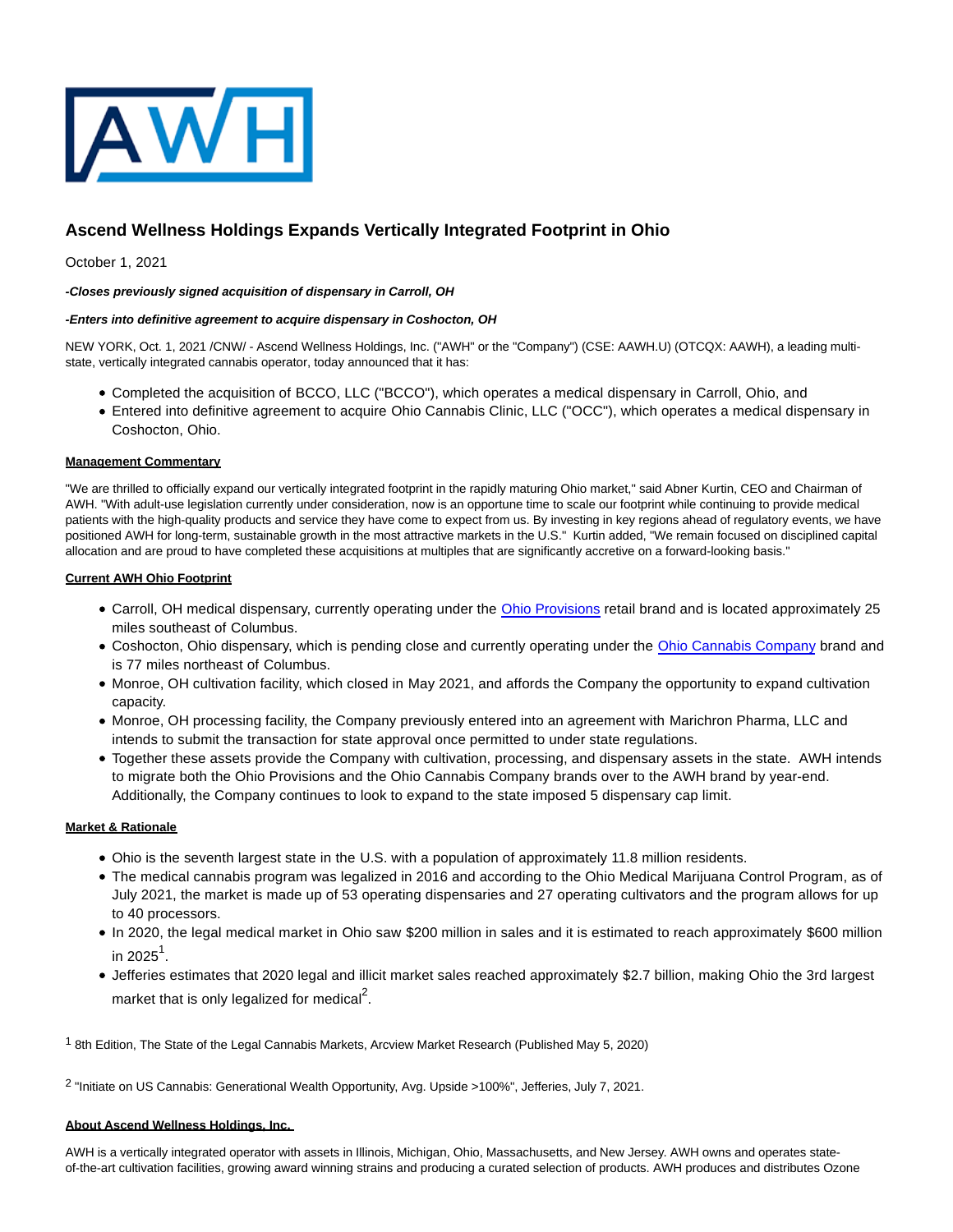# Ascend Wellness Holdings Expands Vertically Integrated Footprint in Ohio

October 1, 2021

***-Closes previously signed acquisition of dispensary in Carroll, OH***

***-Enters into definitive agreement to acquire dispensary in Coshocton, OH***

NEW YORK, Oct. 1, 2021 /CNW/ - Ascend Wellness Holdings, Inc. ("AWH" or the "Company") (CSE: AAWH.U) (OTCQX: AAWH), a leading multi-state, vertically integrated cannabis operator, today announced that it has:

- Completed the acquisition of BCCO, LLC ("BCCO"), which operates a medical dispensary in Carroll, Ohio, and
- Entered into definitive agreement to acquire Ohio Cannabis Clinic, LLC ("OCC"), which operates a medical dispensary in Coshocton, Ohio.

**Management Commentary**

"We are thrilled to officially expand our vertically integrated footprint in the rapidly maturing Ohio market," said Abner Kurtin, CEO and Chairman of AWH. "With adult-use legislation currently under consideration, now is an opportune time to scale our footprint while continuing to provide medical patients with the high-quality products and service they have come to expect from us. By investing in key regions ahead of regulatory events, we have positioned AWH for long-term, sustainable growth in the most attractive markets in the U.S." Kurtin added, "We remain focused on disciplined capital allocation and are proud to have completed these acquisitions at multiples that are significantly accretive on a forward-looking basis."

**Current AWH Ohio Footprint**

- Carroll, OH medical dispensary, currently operating under the Ohio Provisions retail brand and is located approximately 25 miles southeast of Columbus.
- Coshocton, Ohio dispensary, which is pending close and currently operating under the Ohio Cannabis Company brand and is 77 miles northeast of Columbus.
- Monroe, OH cultivation facility, which closed in May 2021, and affords the Company the opportunity to expand cultivation capacity.
- Monroe, OH processing facility, the Company previously entered into an agreement with Marichron Pharma, LLC and intends to submit the transaction for state approval once permitted to under state regulations.
- Together these assets provide the Company with cultivation, processing, and dispensary assets in the state. AWH intends to migrate both the Ohio Provisions and the Ohio Cannabis Company brands over to the AWH brand by year-end. Additionally, the Company continues to look to expand to the state imposed 5 dispensary cap limit.

**Market & Rationale**

- Ohio is the seventh largest state in the U.S. with a population of approximately 11.8 million residents.
- The medical cannabis program was legalized in 2016 and according to the Ohio Medical Marijuana Control Program, as of July 2021, the market is made up of 53 operating dispensaries and 27 operating cultivators and the program allows for up to 40 processors.
- In 2020, the legal medical market in Ohio saw $200 million in sales and it is estimated to reach approximately $600 million in 2025[1].
- Jefferies estimates that 2020 legal and illicit market sales reached approximately $2.7 billion, making Ohio the 3rd largest market that is only legalized for medical[2].

[1] 8th Edition, The State of the Legal Cannabis Markets, Arcview Market Research (Published May 5, 2020)

[2] "Initiate on US Cannabis: Generational Wealth Opportunity, Avg. Upside >100%", Jefferies, July 7, 2021.

**About Ascend Wellness Holdings, Inc.**

AWH is a vertically integrated operator with assets in Illinois, Michigan, Ohio, Massachusetts, and New Jersey. AWH owns and operates state-of-the-art cultivation facilities, growing award winning strains and producing a curated selection of products. AWH produces and distributes Ozone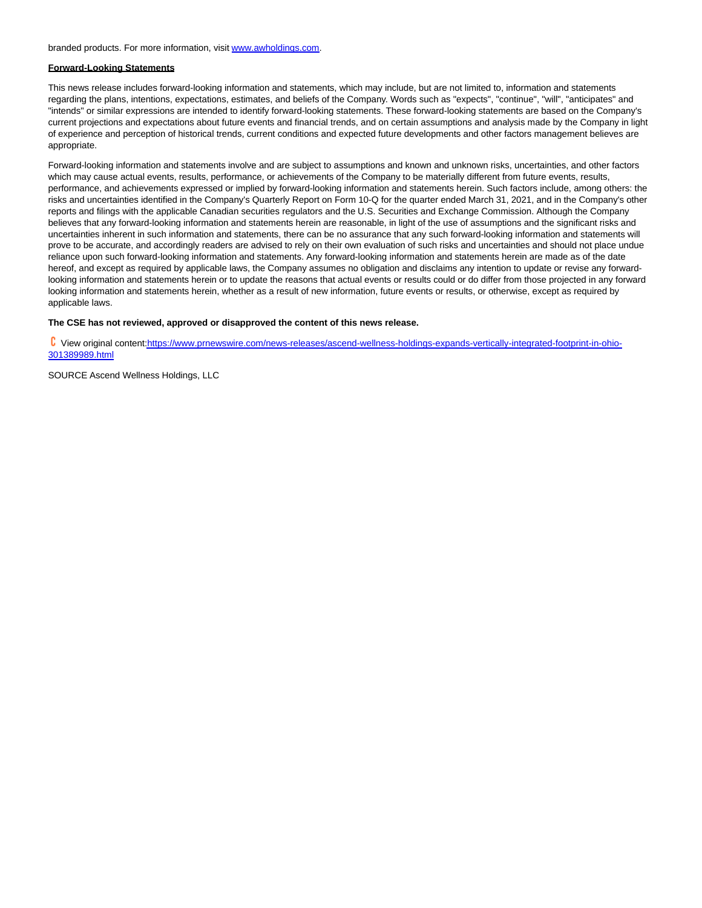branded products. For more information, visit www.awholdings.com.

**Forward-Looking Statements**

This news release includes forward-looking information and statements, which may include, but are not limited to, information and statements regarding the plans, intentions, expectations, estimates, and beliefs of the Company. Words such as "expects", "continue", "will", "anticipates" and "intends" or similar expressions are intended to identify forward-looking statements. These forward-looking statements are based on the Company's current projections and expectations about future events and financial trends, and on certain assumptions and analysis made by the Company in light of experience and perception of historical trends, current conditions and expected future developments and other factors management believes are appropriate.

Forward-looking information and statements involve and are subject to assumptions and known and unknown risks, uncertainties, and other factors which may cause actual events, results, performance, or achievements of the Company to be materially different from future events, results, performance, and achievements expressed or implied by forward-looking information and statements herein. Such factors include, among others: the risks and uncertainties identified in the Company's Quarterly Report on Form 10-Q for the quarter ended March 31, 2021, and in the Company's other reports and filings with the applicable Canadian securities regulators and the U.S. Securities and Exchange Commission. Although the Company believes that any forward-looking information and statements herein are reasonable, in light of the use of assumptions and the significant risks and uncertainties inherent in such information and statements, there can be no assurance that any such forward-looking information and statements will prove to be accurate, and accordingly readers are advised to rely on their own evaluation of such risks and uncertainties and should not place undue reliance upon such forward-looking information and statements. Any forward-looking information and statements herein are made as of the date hereof, and except as required by applicable laws, the Company assumes no obligation and disclaims any intention to update or revise any forward-looking information and statements herein or to update the reasons that actual events or results could or do differ from those projected in any forward looking information and statements herein, whether as a result of new information, future events or results, or otherwise, except as required by applicable laws.

**The CSE has not reviewed, approved or disapproved the content of this news release.**

View original content:https://www.prnewswire.com/news-releases/ascend-wellness-holdings-expands-vertically-integrated-footprint-in-ohio-301389989.html

SOURCE Ascend Wellness Holdings, LLC